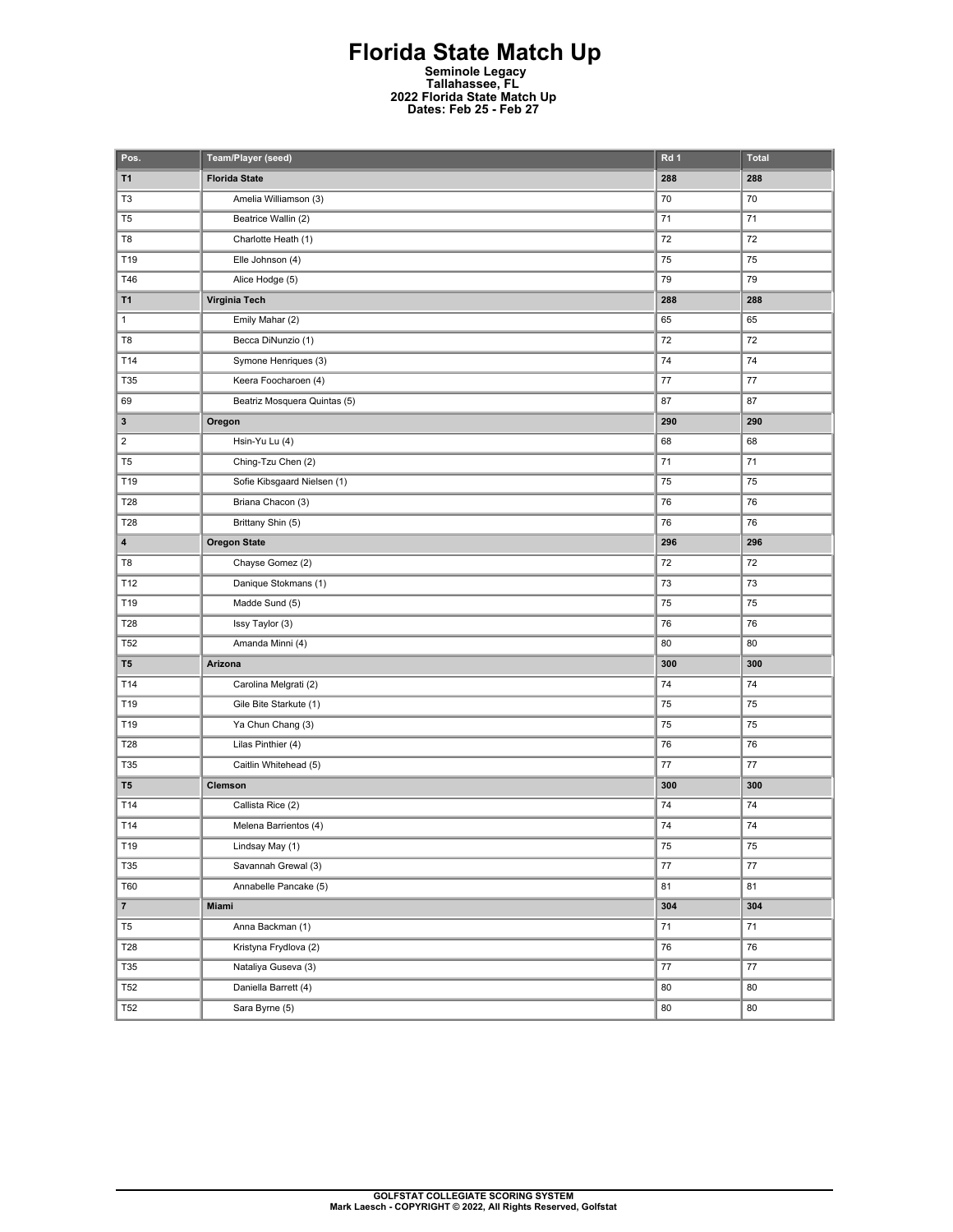# Florida State Match Up

**Seminole Legacy**
**Tallahassee, FL**
**2022 Florida State Match Up**
**Dates: Feb 25 - Feb 27**

| Pos. | Team/Player (seed) | Rd 1 | Total |
|---|---|---|---|
| **T1** | **Florida State** | **288** | **288** |
| T3 | Amelia Williamson (3) | 70 | 70 |
| T5 | Beatrice Wallin (2) | 71 | 71 |
| T8 | Charlotte Heath (1) | 72 | 72 |
| T19 | Elle Johnson (4) | 75 | 75 |
| T46 | Alice Hodge (5) | 79 | 79 |
| **T1** | **Virginia Tech** | **288** | **288** |
| 1 | Emily Mahar (2) | 65 | 65 |
| T8 | Becca DiNunzio (1) | 72 | 72 |
| T14 | Symone Henriques (3) | 74 | 74 |
| T35 | Keera Foocharoen (4) | 77 | 77 |
| 69 | Beatriz Mosquera Quintas (5) | 87 | 87 |
| **3** | **Oregon** | **290** | **290** |
| 2 | Hsin-Yu Lu (4) | 68 | 68 |
| T5 | Ching-Tzu Chen (2) | 71 | 71 |
| T19 | Sofie Kibsgaard Nielsen (1) | 75 | 75 |
| T28 | Briana Chacon (3) | 76 | 76 |
| T28 | Brittany Shin (5) | 76 | 76 |
| **4** | **Oregon State** | **296** | **296** |
| T8 | Chayse Gomez (2) | 72 | 72 |
| T12 | Danique Stokmans (1) | 73 | 73 |
| T19 | Madde Sund (5) | 75 | 75 |
| T28 | Issy Taylor (3) | 76 | 76 |
| T52 | Amanda Minni (4) | 80 | 80 |
| **T5** | **Arizona** | **300** | **300** |
| T14 | Carolina Melgrati (2) | 74 | 74 |
| T19 | Gile Bite Starkute (1) | 75 | 75 |
| T19 | Ya Chun Chang (3) | 75 | 75 |
| T28 | Lilas Pinthier (4) | 76 | 76 |
| T35 | Caitlin Whitehead (5) | 77 | 77 |
| **T5** | **Clemson** | **300** | **300** |
| T14 | Callista Rice (2) | 74 | 74 |
| T14 | Melena Barrientos (4) | 74 | 74 |
| T19 | Lindsay May (1) | 75 | 75 |
| T35 | Savannah Grewal (3) | 77 | 77 |
| T60 | Annabelle Pancake (5) | 81 | 81 |
| **7** | **Miami** | **304** | **304** |
| T5 | Anna Backman (1) | 71 | 71 |
| T28 | Kristyna Frydlova (2) | 76 | 76 |
| T35 | Nataliya Guseva (3) | 77 | 77 |
| T52 | Daniella Barrett (4) | 80 | 80 |
| T52 | Sara Byrne (5) | 80 | 80 |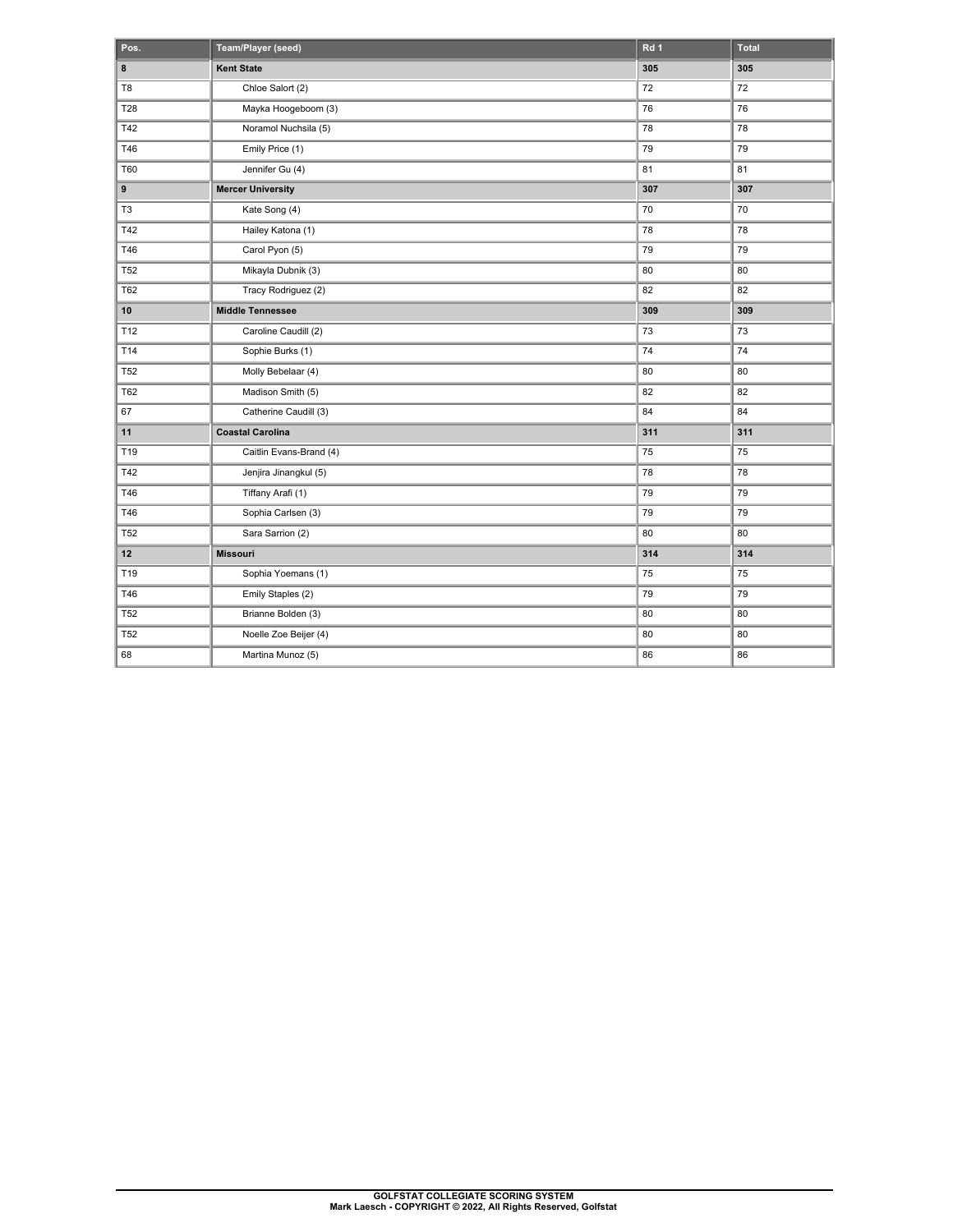| Pos. | Team/Player (seed) | Rd 1 | Total |
|---|---|---|---|
| **8** | **Kent State** | **305** | **305** |
| T8 | Chloe Salort (2) | 72 | 72 |
| T28 | Mayka Hoogeboom (3) | 76 | 76 |
| T42 | Noramol Nuchsila (5) | 78 | 78 |
| T46 | Emily Price (1) | 79 | 79 |
| T60 | Jennifer Gu (4) | 81 | 81 |
| **9** | **Mercer University** | **307** | **307** |
| T3 | Kate Song (4) | 70 | 70 |
| T42 | Hailey Katona (1) | 78 | 78 |
| T46 | Carol Pyon (5) | 79 | 79 |
| T52 | Mikayla Dubnik (3) | 80 | 80 |
| T62 | Tracy Rodriguez (2) | 82 | 82 |
| **10** | **Middle Tennessee** | **309** | **309** |
| T12 | Caroline Caudill (2) | 73 | 73 |
| T14 | Sophie Burks (1) | 74 | 74 |
| T52 | Molly Bebelaar (4) | 80 | 80 |
| T62 | Madison Smith (5) | 82 | 82 |
| 67 | Catherine Caudill (3) | 84 | 84 |
| **11** | **Coastal Carolina** | **311** | **311** |
| T19 | Caitlin Evans-Brand (4) | 75 | 75 |
| T42 | Jenjira Jinangkul (5) | 78 | 78 |
| T46 | Tiffany Arafi (1) | 79 | 79 |
| T46 | Sophia Carlsen (3) | 79 | 79 |
| T52 | Sara Sarrion (2) | 80 | 80 |
| **12** | **Missouri** | **314** | **314** |
| T19 | Sophia Yoemans (1) | 75 | 75 |
| T46 | Emily Staples (2) | 79 | 79 |
| T52 | Brianne Bolden (3) | 80 | 80 |
| T52 | Noelle Zoe Beijer (4) | 80 | 80 |
| 68 | Martina Munoz (5) | 86 | 86 |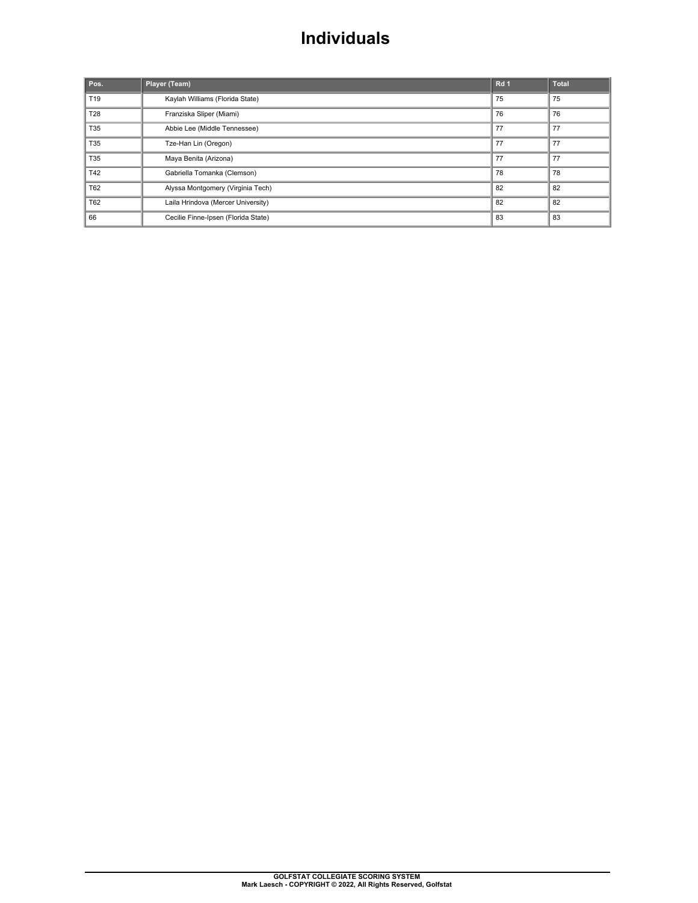# Individuals

| Pos. | Player (Team) | Rd 1 | Total |
|---|---|---|---|
| T19 | Kaylah Williams (Florida State) | 75 | 75 |
| T28 | Franziska Sliper (Miami) | 76 | 76 |
| T35 | Abbie Lee (Middle Tennessee) | 77 | 77 |
| T35 | Tze-Han Lin (Oregon) | 77 | 77 |
| T35 | Maya Benita (Arizona) | 77 | 77 |
| T42 | Gabriella Tomanka (Clemson) | 78 | 78 |
| T62 | Alyssa Montgomery (Virginia Tech) | 82 | 82 |
| T62 | Laila Hrindova (Mercer University) | 82 | 82 |
| 66 | Cecilie Finne-Ipsen (Florida State) | 83 | 83 |